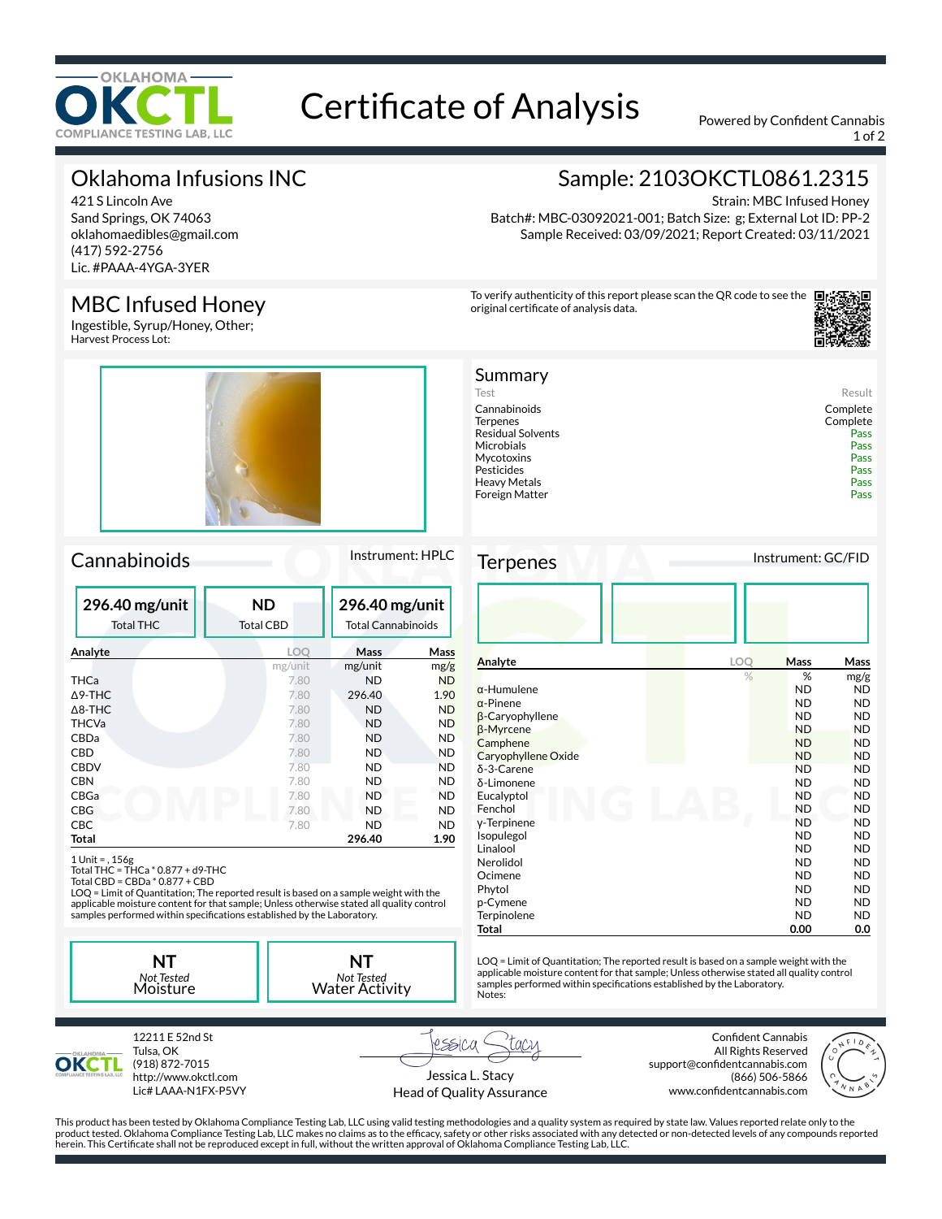# Certificate of Analysis

OKLAHOMA OKCTL COMPLIANCE TESTING LAB, LLC

Powered by Confident Cannabis

## Oklahoma Infusions INC

421 S Lincoln Ave
Sand Springs, OK 74063
oklahomaedibles@gmail.com
(417) 592-2756
Lic. #PAAA-4YGA-3YER

## Sample: 2103OKCTL0861.2315

Strain: MBC Infused Honey
Batch#: MBC-03092021-001; Batch Size: g; External Lot ID: PP-2
Sample Received: 03/09/2021; Report Created: 03/11/2021

## MBC Infused Honey

Ingestible, Syrup/Honey, Other;
Harvest Process Lot:

To verify authenticity of this report please scan the QR code to see the original certificate of analysis data.

## Summary

| Test | Result |
|---|---|
| Cannabinoids | Complete |
| Terpenes | Complete |
| Residual Solvents | Pass |
| Microbials | Pass |
| Mycotoxins | Pass |
| Pesticides | Pass |
| Heavy Metals | Pass |
| Foreign Matter | Pass |

## Cannabinoids

Instrument: HPLC

| 296.40 mg/unit | ND | 296.40 mg/unit |
|---|---|---|
| Total THC | Total CBD | Total Cannabinoids |

| Analyte | LOQ | Mass | Mass |
|---|---|---|---|
| | mg/unit | mg/unit | mg/g |
| THCa | 7.80 | ND | ND |
| Δ9-THC | 7.80 | 296.40 | 1.90 |
| Δ8-THC | 7.80 | ND | ND |
| THCVa | 7.80 | ND | ND |
| CBDa | 7.80 | ND | ND |
| CBD | 7.80 | ND | ND |
| CBDV | 7.80 | ND | ND |
| CBN | 7.80 | ND | ND |
| CBGa | 7.80 | ND | ND |
| CBG | 7.80 | ND | ND |
| CBC | 7.80 | ND | ND |
| **Total** | | **296.40** | **1.90** |

1 Unit = , 156g
Total THC = THCa * 0.877 + d9-THC
Total CBD = CBDa * 0.877 + CBD
LOQ = Limit of Quantitation; The reported result is based on a sample weight with the applicable moisture content for that sample; Unless otherwise stated all quality control samples performed within specifications established by the Laboratory.

| NT | NT |
|---|---|
| *Not Tested* Moisture | *Not Tested* Water Activity |

## Terpenes

Instrument: GC/FID

| Analyte | LOQ | Mass | Mass |
|---|---|---|---|
| | % | % | mg/g |
| α-Humulene | | ND | ND |
| α-Pinene | | ND | ND |
| β-Caryophyllene | | ND | ND |
| β-Myrcene | | ND | ND |
| Camphene | | ND | ND |
| Caryophyllene Oxide | | ND | ND |
| δ-3-Carene | | ND | ND |
| δ-Limonene | | ND | ND |
| Eucalyptol | | ND | ND |
| Fenchol | | ND | ND |
| γ-Terpinene | | ND | ND |
| Isopulegol | | ND | ND |
| Linalool | | ND | ND |
| Nerolidol | | ND | ND |
| Ocimene | | ND | ND |
| Phytol | | ND | ND |
| p-Cymene | | ND | ND |
| Terpinolene | | ND | ND |
| **Total** | | **0.00** | **0.0** |

LOQ = Limit of Quantitation; The reported result is based on a sample weight with the applicable moisture content for that sample; Unless otherwise stated all quality control samples performed within specifications established by the Laboratory.
Notes:

12211 E 52nd St
Tulsa, OK
(918) 872-7015
http://www.okctl.com
Lic# LAAA-N1FX-P5VY

Jessica L. Stacy
Head of Quality Assurance

Confident Cannabis
All Rights Reserved
support@confidentcannabis.com
(866) 506-5866
www.confidentcannabis.com

This product has been tested by Oklahoma Compliance Testing Lab, LLC using valid testing methodologies and a quality system as required by state law. Values reported relate only to the product tested. Oklahoma Compliance Testing Lab, LLC makes no claims as to the efficacy, safety or other risks associated with any detected or non-detected levels of any compounds reported herein. This Certificate shall not be reproduced except in full, without the written approval of Oklahoma Compliance Testing Lab, LLC.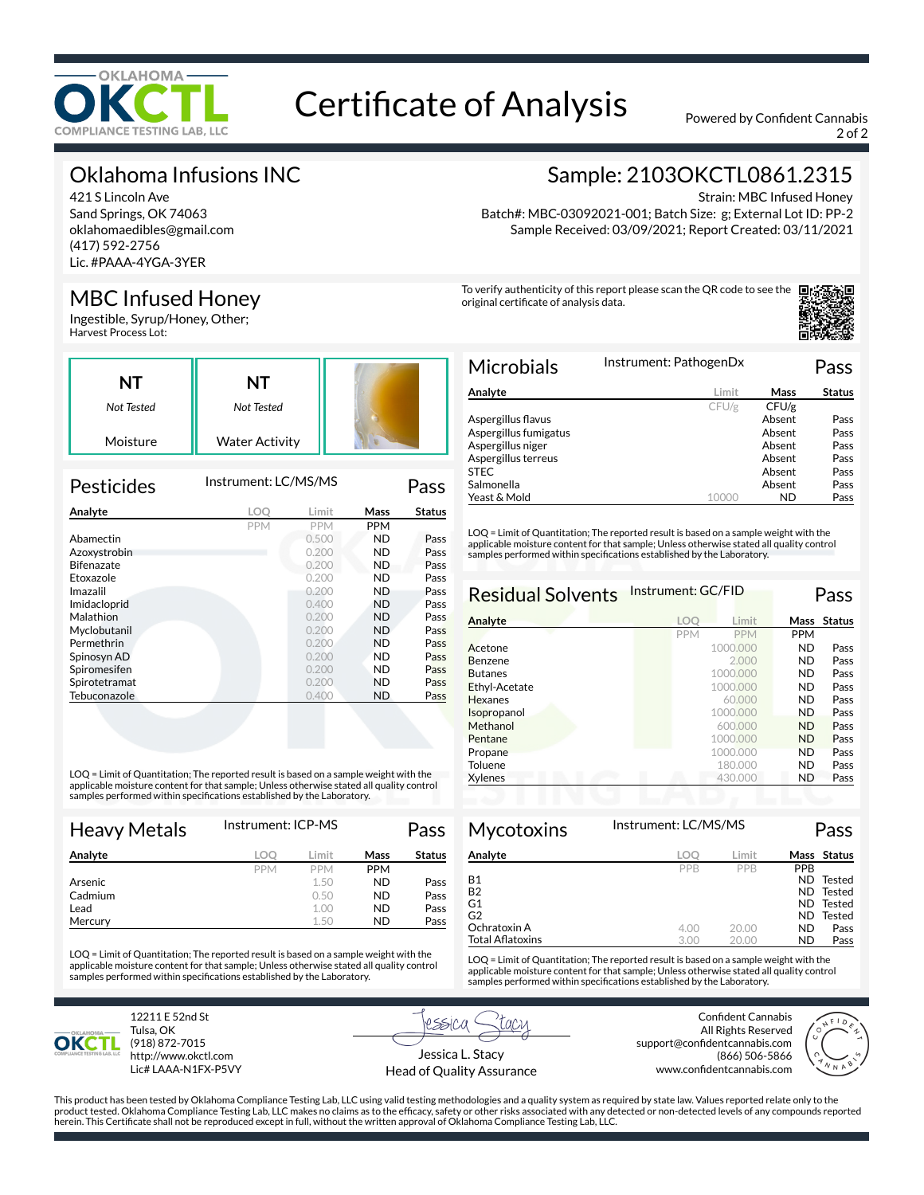# Certificate of Analysis

Powered by Confident Cannabis

## Oklahoma Infusions INC

421 S Lincoln Ave
Sand Springs, OK 74063
oklahomaedibles@gmail.com
(417) 592-2756
Lic. #PAAA-4YGA-3YER

## Sample: 2103OKCTL0861.2315

Strain: MBC Infused Honey
Batch#: MBC-03092021-001; Batch Size: g; External Lot ID: PP-2
Sample Received: 03/09/2021; Report Created: 03/11/2021

## MBC Infused Honey

Ingestible, Syrup/Honey, Other;
Harvest Process Lot:

To verify authenticity of this report please scan the QR code to see the original certificate of analysis data.

| Moisture | Water Activity |
|---|---|
| **NT** *Not Tested* | **NT** *Not Tested* |

### Pesticides

Instrument: LC/MS/MS — **Pass**

| Analyte | LOQ | Limit | Mass | Status |
|---|---|---|---|---|
| | PPM | PPM | PPM | |
| Abamectin | | 0.500 | ND | Pass |
| Azoxystrobin | | 0.200 | ND | Pass |
| Bifenazate | | 0.200 | ND | Pass |
| Etoxazole | | 0.200 | ND | Pass |
| Imazalil | | 0.200 | ND | Pass |
| Imidacloprid | | 0.400 | ND | Pass |
| Malathion | | 0.200 | ND | Pass |
| Myclobutanil | | 0.200 | ND | Pass |
| Permethrin | | 0.200 | ND | Pass |
| Spinosyn AD | | 0.200 | ND | Pass |
| Spiromesifen | | 0.200 | ND | Pass |
| Spirotetramat | | 0.200 | ND | Pass |
| Tebuconazole | | 0.400 | ND | Pass |

LOQ = Limit of Quantitation; The reported result is based on a sample weight with the applicable moisture content for that sample; Unless otherwise stated all quality control samples performed within specifications established by the Laboratory.

### Microbials

Instrument: PathogenDx — **Pass**

| Analyte | Limit | Mass | Status |
|---|---|---|---|
| | CFU/g | CFU/g | |
| Aspergillus flavus | | Absent | Pass |
| Aspergillus fumigatus | | Absent | Pass |
| Aspergillus niger | | Absent | Pass |
| Aspergillus terreus | | Absent | Pass |
| STEC | | Absent | Pass |
| Salmonella | | Absent | Pass |
| Yeast & Mold | 10000 | ND | Pass |

LOQ = Limit of Quantitation; The reported result is based on a sample weight with the applicable moisture content for that sample; Unless otherwise stated all quality control samples performed within specifications established by the Laboratory.

### Residual Solvents

Instrument: GC/FID — **Pass**

| Analyte | LOQ | Limit | Mass | Status |
|---|---|---|---|---|
| | PPM | PPM | PPM | |
| Acetone | | 1000.000 | ND | Pass |
| Benzene | | 2.000 | ND | Pass |
| Butanes | | 1000.000 | ND | Pass |
| Ethyl-Acetate | | 1000.000 | ND | Pass |
| Hexanes | | 60.000 | ND | Pass |
| Isopropanol | | 1000.000 | ND | Pass |
| Methanol | | 600.000 | ND | Pass |
| Pentane | | 1000.000 | ND | Pass |
| Propane | | 1000.000 | ND | Pass |
| Toluene | | 180.000 | ND | Pass |
| Xylenes | | 430.000 | ND | Pass |

### Heavy Metals

Instrument: ICP-MS — **Pass**

| Analyte | LOQ | Limit | Mass | Status |
|---|---|---|---|---|
| | PPM | PPM | PPM | |
| Arsenic | | 1.50 | ND | Pass |
| Cadmium | | 0.50 | ND | Pass |
| Lead | | 1.00 | ND | Pass |
| Mercury | | 1.50 | ND | Pass |

LOQ = Limit of Quantitation; The reported result is based on a sample weight with the applicable moisture content for that sample; Unless otherwise stated all quality control samples performed within specifications established by the Laboratory.

### Mycotoxins

Instrument: LC/MS/MS — **Pass**

| Analyte | LOQ | Limit | Mass | Status |
|---|---|---|---|---|
| | PPB | PPB | PPB | |
| B1 | | | ND | Tested |
| B2 | | | ND | Tested |
| G1 | | | ND | Tested |
| G2 | | | ND | Tested |
| Ochratoxin A | 4.00 | 20.00 | ND | Pass |
| Total Aflatoxins | 3.00 | 20.00 | ND | Pass |

LOQ = Limit of Quantitation; The reported result is based on a sample weight with the applicable moisture content for that sample; Unless otherwise stated all quality control samples performed within specifications established by the Laboratory.

12211 E 52nd St
Tulsa, OK
(918) 872-7015
http://www.okctl.com
Lic# LAAA-N1FX-P5VY

Jessica L. Stacy
Head of Quality Assurance

Confident Cannabis
All Rights Reserved
support@confidentcannabis.com
(866) 506-5866
www.confidentcannabis.com

This product has been tested by Oklahoma Compliance Testing Lab, LLC using valid testing methodologies and a quality system as required by state law. Values reported relate only to the product tested. Oklahoma Compliance Testing Lab, LLC makes no claims as to the efficacy, safety or other risks associated with any detected or non-detected levels of any compounds reported herein. This Certificate shall not be reproduced except in full, without the written approval of Oklahoma Compliance Testing Lab, LLC.